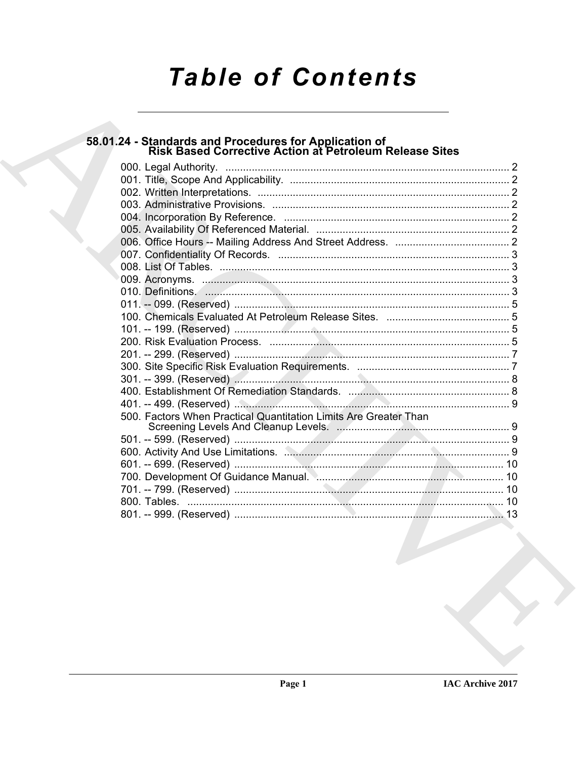# Table of Contents

## 58.01.24 - Standards and Procedures for Application of Risk Based Corrective Action at Petroleum Release Sites

000. Legal Authority. .......... 2
001. Title, Scope And Applicability. .......... 2
002. Written Interpretations. .......... 2
003. Administrative Provisions. .......... 2
004. Incorporation By Reference. .......... 2
005. Availability Of Referenced Material. .......... 2
006. Office Hours -- Mailing Address And Street Address. .......... 2
007. Confidentiality Of Records. .......... 3
008. List Of Tables. .......... 3
009. Acronyms. .......... 3
010. Definitions. .......... 3
011. -- 099. (Reserved) .......... 5
100. Chemicals Evaluated At Petroleum Release Sites. .......... 5
101. -- 199. (Reserved) .......... 5
200. Risk Evaluation Process. .......... 5
201. -- 299. (Reserved) .......... 7
300. Site Specific Risk Evaluation Requirements. .......... 7
301. -- 399. (Reserved) .......... 8
400. Establishment Of Remediation Standards. .......... 8
401. -- 499. (Reserved) .......... 9
500. Factors When Practical Quantitation Limits Are Greater Than Screening Levels And Cleanup Levels. .......... 9
501. -- 599. (Reserved) .......... 9
600. Activity And Use Limitations. .......... 9
601. -- 699. (Reserved) .......... 10
700. Development Of Guidance Manual. .......... 10
701. -- 799. (Reserved) .......... 10
800. Tables. .......... 10
801. -- 999. (Reserved) .......... 13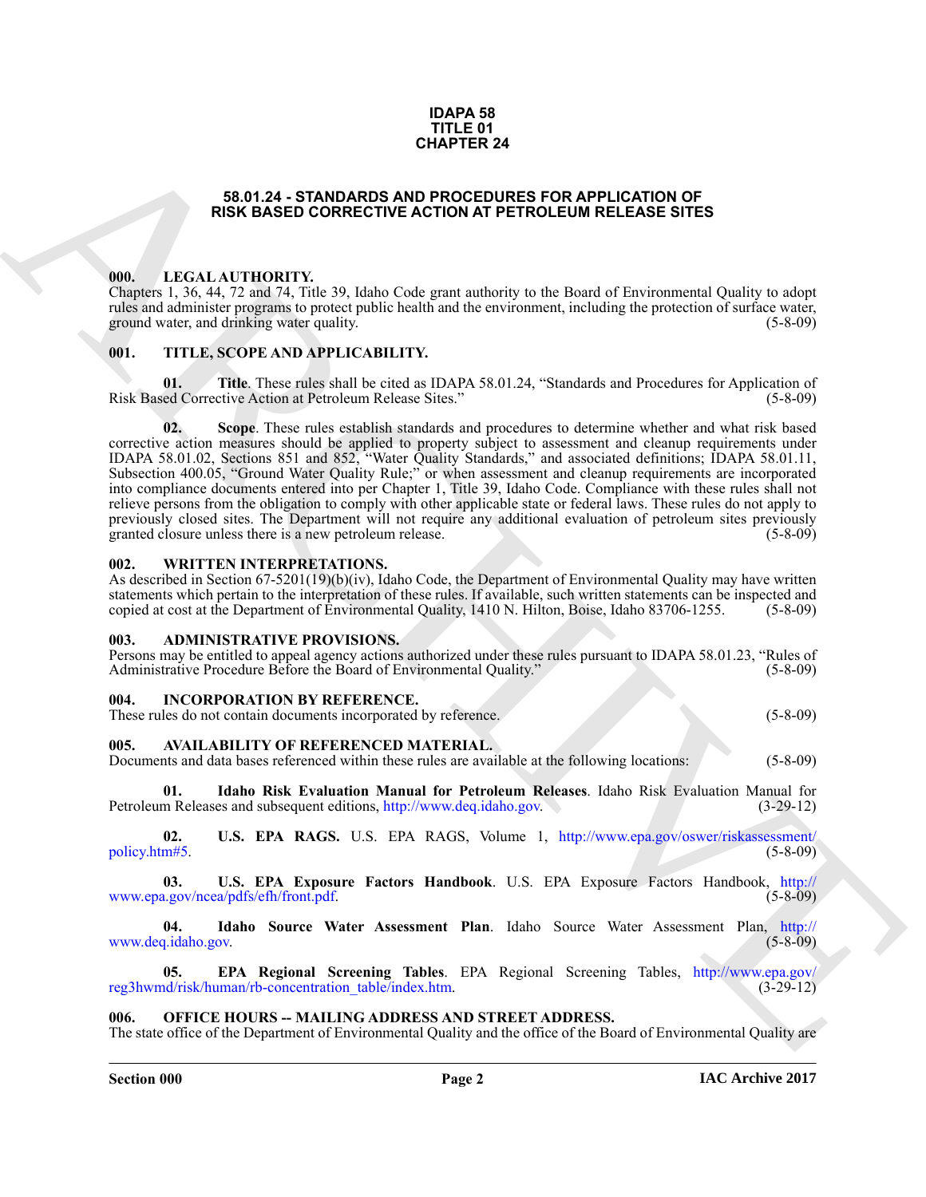**IDAPA 58**
**TITLE 01**
**CHAPTER 24**

# 58.01.24 - STANDARDS AND PROCEDURES FOR APPLICATION OF RISK BASED CORRECTIVE ACTION AT PETROLEUM RELEASE SITES

## 000. LEGAL AUTHORITY.

Chapters 1, 36, 44, 72 and 74, Title 39, Idaho Code grant authority to the Board of Environmental Quality to adopt rules and administer programs to protect public health and the environment, including the protection of surface water, ground water, and drinking water quality. (5-8-09)

## 001. TITLE, SCOPE AND APPLICABILITY.

**01. Title**. These rules shall be cited as IDAPA 58.01.24, "Standards and Procedures for Application of Risk Based Corrective Action at Petroleum Release Sites." (5-8-09)

**02. Scope**. These rules establish standards and procedures to determine whether and what risk based corrective action measures should be applied to property subject to assessment and cleanup requirements under IDAPA 58.01.02, Sections 851 and 852, "Water Quality Standards," and associated definitions; IDAPA 58.01.11, Subsection 400.05, "Ground Water Quality Rule;" or when assessment and cleanup requirements are incorporated into compliance documents entered into per Chapter 1, Title 39, Idaho Code. Compliance with these rules shall not relieve persons from the obligation to comply with other applicable state or federal laws. These rules do not apply to previously closed sites. The Department will not require any additional evaluation of petroleum sites previously granted closure unless there is a new petroleum release. (5-8-09)

## 002. WRITTEN INTERPRETATIONS.

As described in Section 67-5201(19)(b)(iv), Idaho Code, the Department of Environmental Quality may have written statements which pertain to the interpretation of these rules. If available, such written statements can be inspected and copied at cost at the Department of Environmental Quality, 1410 N. Hilton, Boise, Idaho 83706-1255. (5-8-09)

## 003. ADMINISTRATIVE PROVISIONS.

Persons may be entitled to appeal agency actions authorized under these rules pursuant to IDAPA 58.01.23, "Rules of Administrative Procedure Before the Board of Environmental Quality." (5-8-09)

## 004. INCORPORATION BY REFERENCE.

These rules do not contain documents incorporated by reference. (5-8-09)

## 005. AVAILABILITY OF REFERENCED MATERIAL.

Documents and data bases referenced within these rules are available at the following locations: (5-8-09)

**01. Idaho Risk Evaluation Manual for Petroleum Releases**. Idaho Risk Evaluation Manual for Petroleum Releases and subsequent editions, http://www.deq.idaho.gov. (3-29-12)

**02. U.S. EPA RAGS.** U.S. EPA RAGS, Volume 1, http://www.epa.gov/oswer/riskassessment/policy.htm#5. (5-8-09)

**03. U.S. EPA Exposure Factors Handbook**. U.S. EPA Exposure Factors Handbook, http://www.epa.gov/ncea/pdfs/efh/front.pdf. (5-8-09)

**04. Idaho Source Water Assessment Plan**. Idaho Source Water Assessment Plan, http://www.deq.idaho.gov. (5-8-09)

**05. EPA Regional Screening Tables**. EPA Regional Screening Tables, http://www.epa.gov/reg3hwmd/risk/human/rb-concentration_table/index.htm. (3-29-12)

## 006. OFFICE HOURS -- MAILING ADDRESS AND STREET ADDRESS.

The state office of the Department of Environmental Quality and the office of the Board of Environmental Quality are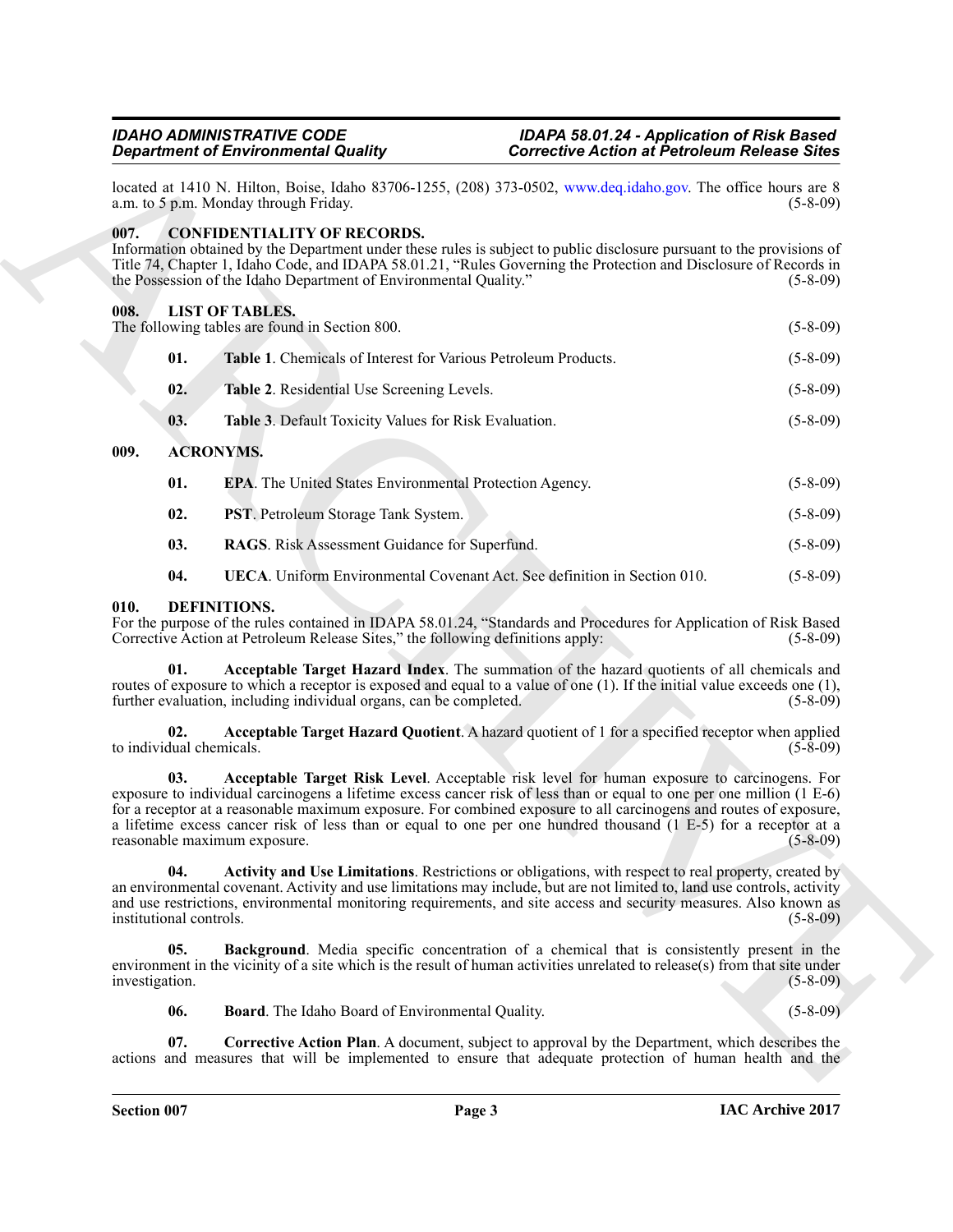located at 1410 N. Hilton, Boise, Idaho 83706-1255, (208) 373-0502, www.deq.idaho.gov. The office hours are 8 a.m. to 5 p.m. Monday through Friday. (5-8-09)

**007. CONFIDENTIALITY OF RECORDS.**

Information obtained by the Department under these rules is subject to public disclosure pursuant to the provisions of Title 74, Chapter 1, Idaho Code, and IDAPA 58.01.21, "Rules Governing the Protection and Disclosure of Records in the Possession of the Idaho Department of Environmental Quality." (5-8-09)

**008. LIST OF TABLES.**

The following tables are found in Section 800. (5-8-09)

**01.** **Table 1**. Chemicals of Interest for Various Petroleum Products. (5-8-09)

**02.** **Table 2**. Residential Use Screening Levels. (5-8-09)

**03.** **Table 3**. Default Toxicity Values for Risk Evaluation. (5-8-09)

**009. ACRONYMS.**

**01.** **EPA**. The United States Environmental Protection Agency. (5-8-09)

**02.** **PST**. Petroleum Storage Tank System. (5-8-09)

**03.** **RAGS**. Risk Assessment Guidance for Superfund. (5-8-09)

**04.** **UECA**. Uniform Environmental Covenant Act. See definition in Section 010. (5-8-09)

**010. DEFINITIONS.**

For the purpose of the rules contained in IDAPA 58.01.24, "Standards and Procedures for Application of Risk Based Corrective Action at Petroleum Release Sites," the following definitions apply: (5-8-09)

**01. Acceptable Target Hazard Index**. The summation of the hazard quotients of all chemicals and routes of exposure to which a receptor is exposed and equal to a value of one (1). If the initial value exceeds one (1), further evaluation, including individual organs, can be completed. (5-8-09)

**02. Acceptable Target Hazard Quotient**. A hazard quotient of 1 for a specified receptor when applied to individual chemicals. (5-8-09)

**03. Acceptable Target Risk Level**. Acceptable risk level for human exposure to carcinogens. For exposure to individual carcinogens a lifetime excess cancer risk of less than or equal to one per one million (1 E-6) for a receptor at a reasonable maximum exposure. For combined exposure to all carcinogens and routes of exposure, a lifetime excess cancer risk of less than or equal to one per one hundred thousand (1 E-5) for a receptor at a reasonable maximum exposure. (5-8-09)

**04. Activity and Use Limitations**. Restrictions or obligations, with respect to real property, created by an environmental covenant. Activity and use limitations may include, but are not limited to, land use controls, activity and use restrictions, environmental monitoring requirements, and site access and security measures. Also known as institutional controls. (5-8-09)

**05. Background**. Media specific concentration of a chemical that is consistently present in the environment in the vicinity of a site which is the result of human activities unrelated to release(s) from that site under investigation. (5-8-09)

**06. Board**. The Idaho Board of Environmental Quality. (5-8-09)

**07. Corrective Action Plan**. A document, subject to approval by the Department, which describes the actions and measures that will be implemented to ensure that adequate protection of human health and the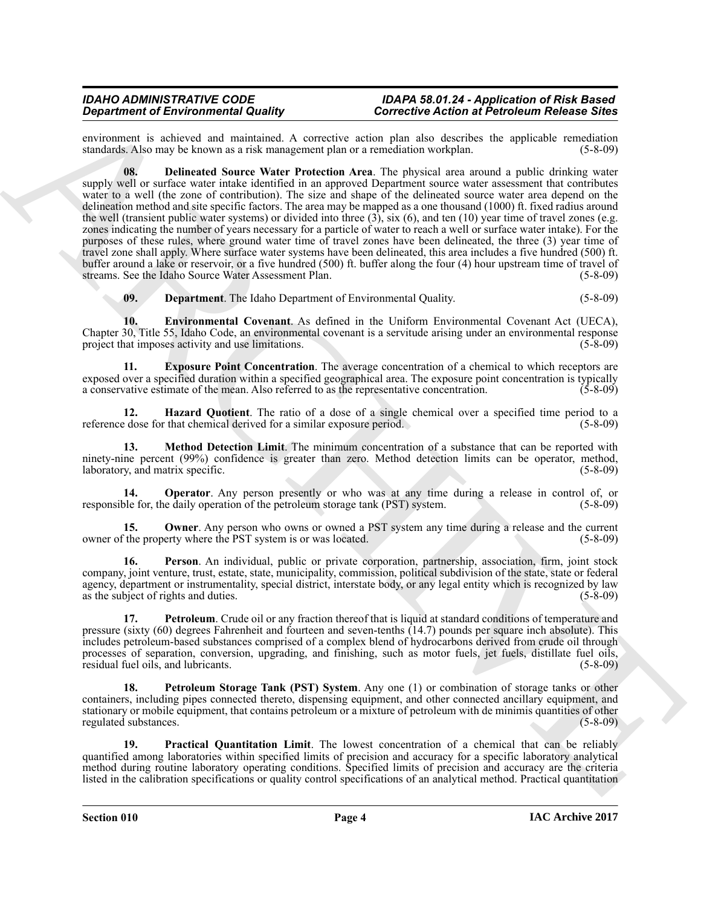environment is achieved and maintained. A corrective action plan also describes the applicable remediation standards. Also may be known as a risk management plan or a remediation workplan. (5-8-09)

**08. Delineated Source Water Protection Area**. The physical area around a public drinking water supply well or surface water intake identified in an approved Department source water assessment that contributes water to a well (the zone of contribution). The size and shape of the delineated source water area depend on the delineation method and site specific factors. The area may be mapped as a one thousand (1000) ft. fixed radius around the well (transient public water systems) or divided into three (3), six (6), and ten (10) year time of travel zones (e.g. zones indicating the number of years necessary for a particle of water to reach a well or surface water intake). For the purposes of these rules, where ground water time of travel zones have been delineated, the three (3) year time of travel zone shall apply. Where surface water systems have been delineated, this area includes a five hundred (500) ft. buffer around a lake or reservoir, or a five hundred (500) ft. buffer along the four (4) hour upstream time of travel of streams. See the Idaho Source Water Assessment Plan. (5-8-09)

**09. Department**. The Idaho Department of Environmental Quality. (5-8-09)

**10. Environmental Covenant**. As defined in the Uniform Environmental Covenant Act (UECA), Chapter 30, Title 55, Idaho Code, an environmental covenant is a servitude arising under an environmental response project that imposes activity and use limitations. (5-8-09)

**11. Exposure Point Concentration**. The average concentration of a chemical to which receptors are exposed over a specified duration within a specified geographical area. The exposure point concentration is typically a conservative estimate of the mean. Also referred to as the representative concentration. (5-8-09)

**12. Hazard Quotient**. The ratio of a dose of a single chemical over a specified time period to a reference dose for that chemical derived for a similar exposure period. (5-8-09)

**13. Method Detection Limit**. The minimum concentration of a substance that can be reported with ninety-nine percent (99%) confidence is greater than zero. Method detection limits can be operator, method, laboratory, and matrix specific. (5-8-09)

**14. Operator**. Any person presently or who was at any time during a release in control of, or responsible for, the daily operation of the petroleum storage tank (PST) system. (5-8-09)

**15. Owner**. Any person who owns or owned a PST system any time during a release and the current owner of the property where the PST system is or was located. (5-8-09)

**16. Person**. An individual, public or private corporation, partnership, association, firm, joint stock company, joint venture, trust, estate, state, municipality, commission, political subdivision of the state, state or federal agency, department or instrumentality, special district, interstate body, or any legal entity which is recognized by law as the subject of rights and duties. (5-8-09)

**17. Petroleum**. Crude oil or any fraction thereof that is liquid at standard conditions of temperature and pressure (sixty (60) degrees Fahrenheit and fourteen and seven-tenths (14.7) pounds per square inch absolute). This includes petroleum-based substances comprised of a complex blend of hydrocarbons derived from crude oil through processes of separation, conversion, upgrading, and finishing, such as motor fuels, jet fuels, distillate fuel oils, residual fuel oils, and lubricants. (5-8-09)

**18. Petroleum Storage Tank (PST) System**. Any one (1) or combination of storage tanks or other containers, including pipes connected thereto, dispensing equipment, and other connected ancillary equipment, and stationary or mobile equipment, that contains petroleum or a mixture of petroleum with de minimis quantities of other regulated substances. (5-8-09)

**19. Practical Quantitation Limit**. The lowest concentration of a chemical that can be reliably quantified among laboratories within specified limits of precision and accuracy for a specific laboratory analytical method during routine laboratory operating conditions. Specified limits of precision and accuracy are the criteria listed in the calibration specifications or quality control specifications of an analytical method. Practical quantitation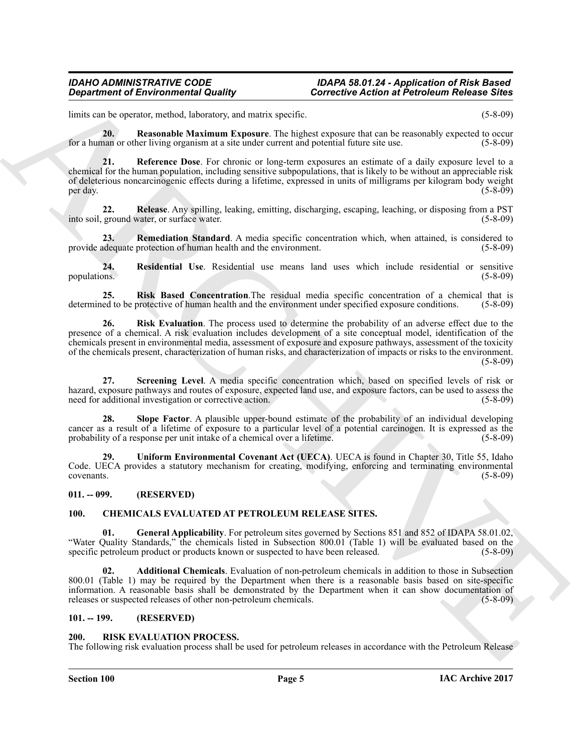limits can be operator, method, laboratory, and matrix specific. (5-8-09)

**20. Reasonable Maximum Exposure**. The highest exposure that can be reasonably expected to occur for a human or other living organism at a site under current and potential future site use. (5-8-09)

**21. Reference Dose**. For chronic or long-term exposures an estimate of a daily exposure level to a chemical for the human population, including sensitive subpopulations, that is likely to be without an appreciable risk of deleterious noncarcinogenic effects during a lifetime, expressed in units of milligrams per kilogram body weight per day. (5-8-09)

**22. Release**. Any spilling, leaking, emitting, discharging, escaping, leaching, or disposing from a PST into soil, ground water, or surface water. (5-8-09)

**23. Remediation Standard**. A media specific concentration which, when attained, is considered to provide adequate protection of human health and the environment. (5-8-09)

**24. Residential Use**. Residential use means land uses which include residential or sensitive populations. (5-8-09)

**25. Risk Based Concentration**.The residual media specific concentration of a chemical that is determined to be protective of human health and the environment under specified exposure conditions. (5-8-09)

**26. Risk Evaluation**. The process used to determine the probability of an adverse effect due to the presence of a chemical. A risk evaluation includes development of a site conceptual model, identification of the chemicals present in environmental media, assessment of exposure and exposure pathways, assessment of the toxicity of the chemicals present, characterization of human risks, and characterization of impacts or risks to the environment. (5-8-09)

**27. Screening Level**. A media specific concentration which, based on specified levels of risk or hazard, exposure pathways and routes of exposure, expected land use, and exposure factors, can be used to assess the need for additional investigation or corrective action. (5-8-09)

**28. Slope Factor**. A plausible upper-bound estimate of the probability of an individual developing cancer as a result of a lifetime of exposure to a particular level of a potential carcinogen. It is expressed as the probability of a response per unit intake of a chemical over a lifetime. (5-8-09)

**29. Uniform Environmental Covenant Act (UECA)**. UECA is found in Chapter 30, Title 55, Idaho Code. UECA provides a statutory mechanism for creating, modifying, enforcing and terminating environmental covenants. (5-8-09)

## 011. -- 099. (RESERVED)

## 100. CHEMICALS EVALUATED AT PETROLEUM RELEASE SITES.

**01. General Applicability**. For petroleum sites governed by Sections 851 and 852 of IDAPA 58.01.02, "Water Quality Standards," the chemicals listed in Subsection 800.01 (Table 1) will be evaluated based on the specific petroleum product or products known or suspected to have been released. (5-8-09)

**02. Additional Chemicals**. Evaluation of non-petroleum chemicals in addition to those in Subsection 800.01 (Table 1) may be required by the Department when there is a reasonable basis based on site-specific information. A reasonable basis shall be demonstrated by the Department when it can show documentation of releases or suspected releases of other non-petroleum chemicals. (5-8-09)

## 101. -- 199. (RESERVED)

## 200. RISK EVALUATION PROCESS.

The following risk evaluation process shall be used for petroleum releases in accordance with the Petroleum Release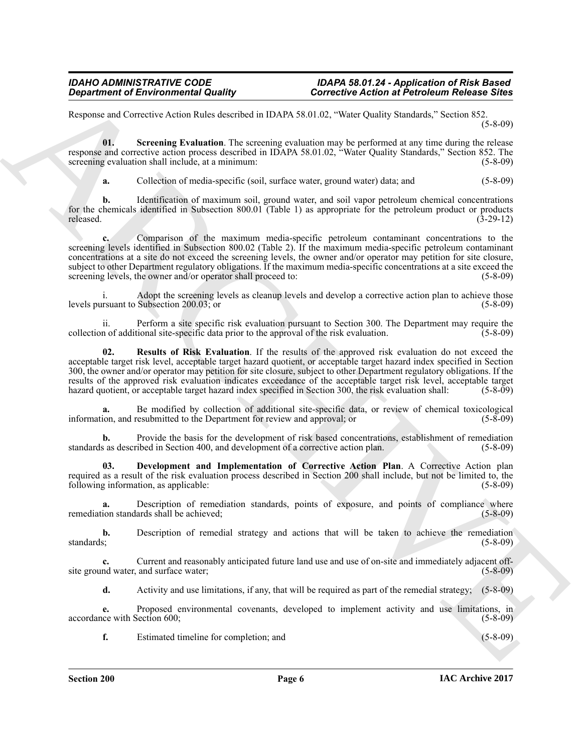Response and Corrective Action Rules described in IDAPA 58.01.02, "Water Quality Standards," Section 852. (5-8-09)

**01. Screening Evaluation**. The screening evaluation may be performed at any time during the release response and corrective action process described in IDAPA 58.01.02, "Water Quality Standards," Section 852. The screening evaluation shall include, at a minimum: (5-8-09)

**a.** Collection of media-specific (soil, surface water, ground water) data; and (5-8-09)

**b.** Identification of maximum soil, ground water, and soil vapor petroleum chemical concentrations for the chemicals identified in Subsection 800.01 (Table 1) as appropriate for the petroleum product or products released. (3-29-12)

**c.** Comparison of the maximum media-specific petroleum contaminant concentrations to the screening levels identified in Subsection 800.02 (Table 2). If the maximum media-specific petroleum contaminant concentrations at a site do not exceed the screening levels, the owner and/or operator may petition for site closure, subject to other Department regulatory obligations. If the maximum media-specific concentrations at a site exceed the screening levels, the owner and/or operator shall proceed to: (5-8-09)

i. Adopt the screening levels as cleanup levels and develop a corrective action plan to achieve those levels pursuant to Subsection 200.03; or (5-8-09)

ii. Perform a site specific risk evaluation pursuant to Section 300. The Department may require the collection of additional site-specific data prior to the approval of the risk evaluation. (5-8-09)

**02. Results of Risk Evaluation**. If the results of the approved risk evaluation do not exceed the acceptable target risk level, acceptable target hazard quotient, or acceptable target hazard index specified in Section 300, the owner and/or operator may petition for site closure, subject to other Department regulatory obligations. If the results of the approved risk evaluation indicates exceedance of the acceptable target risk level, acceptable target hazard quotient, or acceptable target hazard index specified in Section 300, the risk evaluation shall: (5-8-09)

**a.** Be modified by collection of additional site-specific data, or review of chemical toxicological information, and resubmitted to the Department for review and approval; or (5-8-09)

**b.** Provide the basis for the development of risk based concentrations, establishment of remediation standards as described in Section 400, and development of a corrective action plan. (5-8-09)

**03. Development and Implementation of Corrective Action Plan**. A Corrective Action plan required as a result of the risk evaluation process described in Section 200 shall include, but not be limited to, the following information, as applicable: (5-8-09)

**a.** Description of remediation standards, points of exposure, and points of compliance where remediation standards shall be achieved; (5-8-09)

**b.** Description of remedial strategy and actions that will be taken to achieve the remediation standards; (5-8-09)

**c.** Current and reasonably anticipated future land use and use of on-site and immediately adjacent off-site ground water, and surface water; (5-8-09)

**d.** Activity and use limitations, if any, that will be required as part of the remedial strategy; (5-8-09)

**e.** Proposed environmental covenants, developed to implement activity and use limitations, in accordance with Section 600; (5-8-09)

**f.** Estimated timeline for completion; and (5-8-09)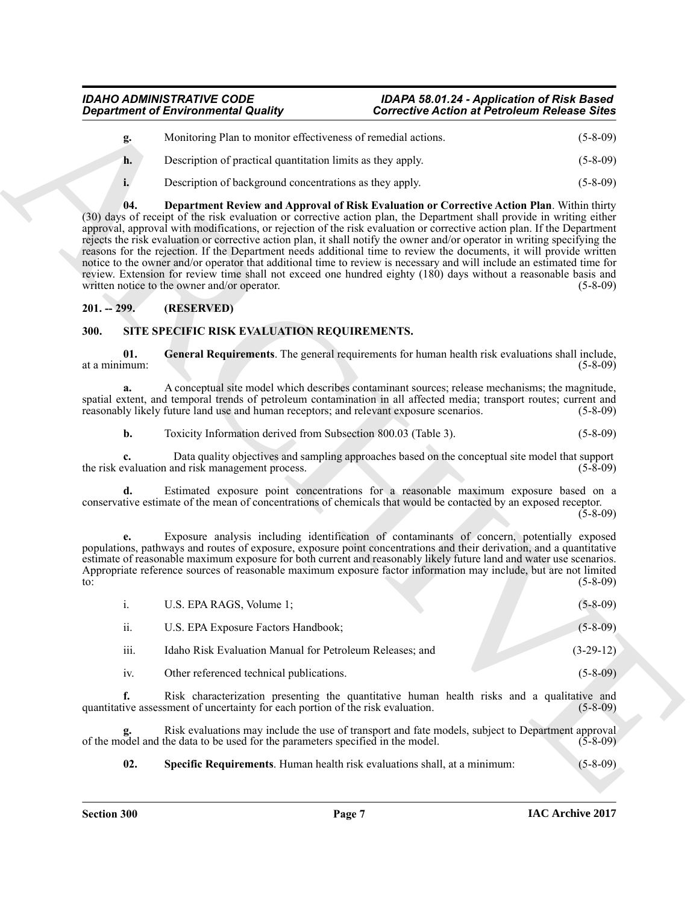**g.** Monitoring Plan to monitor effectiveness of remedial actions. (5-8-09)

**h.** Description of practical quantitation limits as they apply. (5-8-09)

**i.** Description of background concentrations as they apply. (5-8-09)

**04. Department Review and Approval of Risk Evaluation or Corrective Action Plan**. Within thirty (30) days of receipt of the risk evaluation or corrective action plan, the Department shall provide in writing either approval, approval with modifications, or rejection of the risk evaluation or corrective action plan. If the Department rejects the risk evaluation or corrective action plan, it shall notify the owner and/or operator in writing specifying the reasons for the rejection. If the Department needs additional time to review the documents, it will provide written notice to the owner and/or operator that additional time to review is necessary and will include an estimated time for review. Extension for review time shall not exceed one hundred eighty (180) days without a reasonable basis and written notice to the owner and/or operator. (5-8-09)

## 201. -- 299. (RESERVED)

## 300. SITE SPECIFIC RISK EVALUATION REQUIREMENTS.

**01. General Requirements**. The general requirements for human health risk evaluations shall include, at a minimum: (5-8-09)

**a.** A conceptual site model which describes contaminant sources; release mechanisms; the magnitude, spatial extent, and temporal trends of petroleum contamination in all affected media; transport routes; current and reasonably likely future land use and human receptors; and relevant exposure scenarios. (5-8-09)

**b.** Toxicity Information derived from Subsection 800.03 (Table 3). (5-8-09)

**c.** Data quality objectives and sampling approaches based on the conceptual site model that support the risk evaluation and risk management process. (5-8-09)

**d.** Estimated exposure point concentrations for a reasonable maximum exposure based on a conservative estimate of the mean of concentrations of chemicals that would be contacted by an exposed receptor. (5-8-09)

**e.** Exposure analysis including identification of contaminants of concern, potentially exposed populations, pathways and routes of exposure, exposure point concentrations and their derivation, and a quantitative estimate of reasonable maximum exposure for both current and reasonably likely future land and water use scenarios. Appropriate reference sources of reasonable maximum exposure factor information may include, but are not limited to: (5-8-09)

i. U.S. EPA RAGS, Volume 1; (5-8-09)

ii. U.S. EPA Exposure Factors Handbook; (5-8-09)

iii. Idaho Risk Evaluation Manual for Petroleum Releases; and (3-29-12)

iv. Other referenced technical publications. (5-8-09)

**f.** Risk characterization presenting the quantitative human health risks and a qualitative and quantitative assessment of uncertainty for each portion of the risk evaluation. (5-8-09)

**g.** Risk evaluations may include the use of transport and fate models, subject to Department approval of the model and the data to be used for the parameters specified in the model. (5-8-09)

**02. Specific Requirements**. Human health risk evaluations shall, at a minimum: (5-8-09)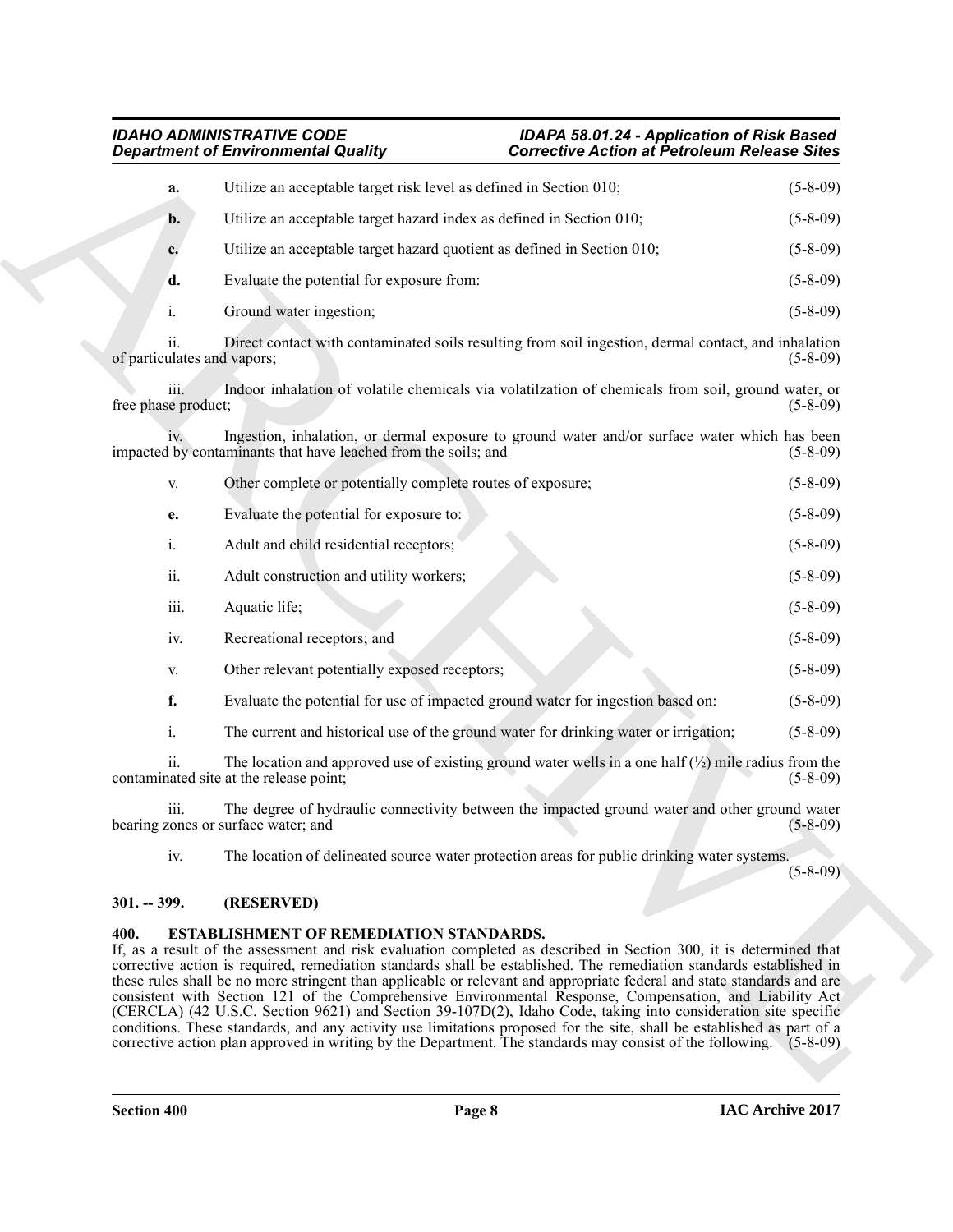**a.** Utilize an acceptable target risk level as defined in Section 010; (5-8-09)

**b.** Utilize an acceptable target hazard index as defined in Section 010; (5-8-09)

**c.** Utilize an acceptable target hazard quotient as defined in Section 010; (5-8-09)

**d.** Evaluate the potential for exposure from: (5-8-09)

i. Ground water ingestion; (5-8-09)

ii. Direct contact with contaminated soils resulting from soil ingestion, dermal contact, and inhalation of particulates and vapors; (5-8-09)

iii. Indoor inhalation of volatile chemicals via volatilzation of chemicals from soil, ground water, or free phase product; (5-8-09)

iv. Ingestion, inhalation, or dermal exposure to ground water and/or surface water which has been impacted by contaminants that have leached from the soils; and (5-8-09)

v. Other complete or potentially complete routes of exposure; (5-8-09)

**e.** Evaluate the potential for exposure to: (5-8-09)

i. Adult and child residential receptors; (5-8-09)

ii. Adult construction and utility workers; (5-8-09)

iii. Aquatic life; (5-8-09)

iv. Recreational receptors; and (5-8-09)

v. Other relevant potentially exposed receptors; (5-8-09)

**f.** Evaluate the potential for use of impacted ground water for ingestion based on: (5-8-09)

i. The current and historical use of the ground water for drinking water or irrigation; (5-8-09)

ii. The location and approved use of existing ground water wells in a one half (½) mile radius from the contaminated site at the release point; (5-8-09)

iii. The degree of hydraulic connectivity between the impacted ground water and other ground water bearing zones or surface water; and (5-8-09)

iv. The location of delineated source water protection areas for public drinking water systems. (5-8-09)

## 301. -- 399. (RESERVED)

## 400. ESTABLISHMENT OF REMEDIATION STANDARDS.

If, as a result of the assessment and risk evaluation completed as described in Section 300, it is determined that corrective action is required, remediation standards shall be established. The remediation standards established in these rules shall be no more stringent than applicable or relevant and appropriate federal and state standards and are consistent with Section 121 of the Comprehensive Environmental Response, Compensation, and Liability Act (CERCLA) (42 U.S.C. Section 9621) and Section 39-107D(2), Idaho Code, taking into consideration site specific conditions. These standards, and any activity use limitations proposed for the site, shall be established as part of a corrective action plan approved in writing by the Department. The standards may consist of the following. (5-8-09)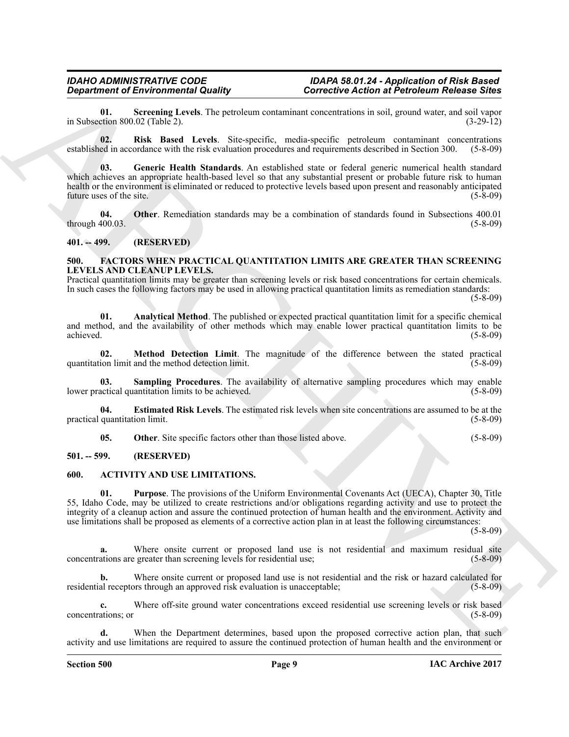**01. Screening Levels**. The petroleum contaminant concentrations in soil, ground water, and soil vapor in Subsection 800.02 (Table 2). (3-29-12)

**02. Risk Based Levels**. Site-specific, media-specific petroleum contaminant concentrations established in accordance with the risk evaluation procedures and requirements described in Section 300. (5-8-09)

**03. Generic Health Standards**. An established state or federal generic numerical health standard which achieves an appropriate health-based level so that any substantial present or probable future risk to human health or the environment is eliminated or reduced to protective levels based upon present and reasonably anticipated future uses of the site. (5-8-09)

**04. Other**. Remediation standards may be a combination of standards found in Subsections 400.01 through 400.03. (5-8-09)

## 401. -- 499. (RESERVED)

## 500. FACTORS WHEN PRACTICAL QUANTITATION LIMITS ARE GREATER THAN SCREENING LEVELS AND CLEANUP LEVELS.

Practical quantitation limits may be greater than screening levels or risk based concentrations for certain chemicals. In such cases the following factors may be used in allowing practical quantitation limits as remediation standards: (5-8-09)

**01. Analytical Method**. The published or expected practical quantitation limit for a specific chemical and method, and the availability of other methods which may enable lower practical quantitation limits to be achieved. (5-8-09)

**02. Method Detection Limit**. The magnitude of the difference between the stated practical quantitation limit and the method detection limit. (5-8-09)

**03. Sampling Procedures**. The availability of alternative sampling procedures which may enable lower practical quantitation limits to be achieved. (5-8-09)

**04. Estimated Risk Levels**. The estimated risk levels when site concentrations are assumed to be at the practical quantitation limit. (5-8-09)

**05. Other**. Site specific factors other than those listed above. (5-8-09)

## 501. -- 599. (RESERVED)

## 600. ACTIVITY AND USE LIMITATIONS.

**01. Purpose**. The provisions of the Uniform Environmental Covenants Act (UECA), Chapter 30, Title 55, Idaho Code, may be utilized to create restrictions and/or obligations regarding activity and use to protect the integrity of a cleanup action and assure the continued protection of human health and the environment. Activity and use limitations shall be proposed as elements of a corrective action plan in at least the following circumstances: (5-8-09)

**a.** Where onsite current or proposed land use is not residential and maximum residual site concentrations are greater than screening levels for residential use; (5-8-09)

**b.** Where onsite current or proposed land use is not residential and the risk or hazard calculated for residential receptors through an approved risk evaluation is unacceptable; (5-8-09)

**c.** Where off-site ground water concentrations exceed residential use screening levels or risk based concentrations; or (5-8-09)

**d.** When the Department determines, based upon the proposed corrective action plan, that such activity and use limitations are required to assure the continued protection of human health and the environment or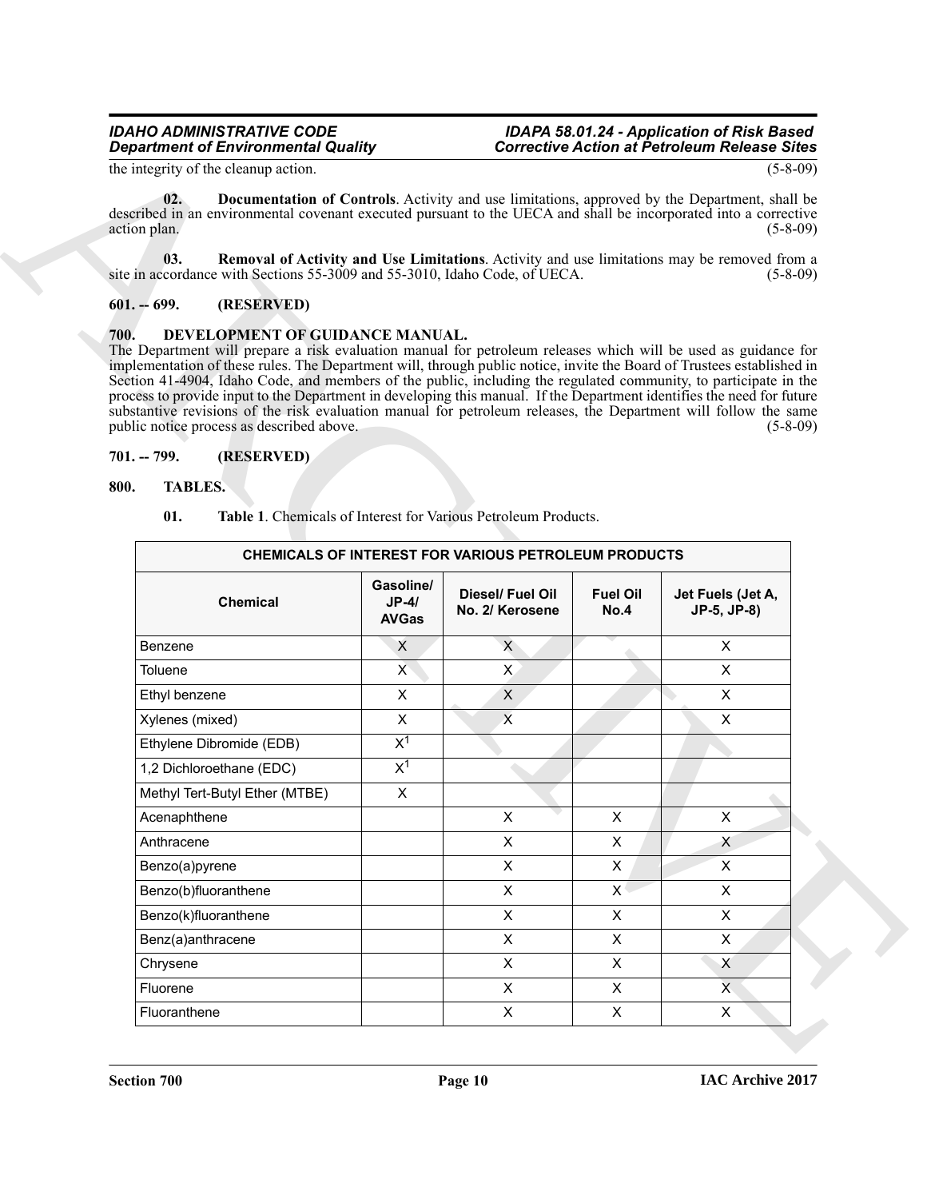the integrity of the cleanup action. (5-8-09)

**02. Documentation of Controls**. Activity and use limitations, approved by the Department, shall be described in an environmental covenant executed pursuant to the UECA and shall be incorporated into a corrective action plan. (5-8-09)

**03. Removal of Activity and Use Limitations**. Activity and use limitations may be removed from a site in accordance with Sections 55-3009 and 55-3010, Idaho Code, of UECA. (5-8-09)

**601. -- 699. (RESERVED)**

**700. DEVELOPMENT OF GUIDANCE MANUAL.**

The Department will prepare a risk evaluation manual for petroleum releases which will be used as guidance for implementation of these rules. The Department will, through public notice, invite the Board of Trustees established in Section 41-4904, Idaho Code, and members of the public, including the regulated community, to participate in the process to provide input to the Department in developing this manual. If the Department identifies the need for future substantive revisions of the risk evaluation manual for petroleum releases, the Department will follow the same public notice process as described above. (5-8-09)

**701. -- 799. (RESERVED)**

**800. TABLES.**

**01. Table 1**. Chemicals of Interest for Various Petroleum Products.

| CHEMICALS OF INTEREST FOR VARIOUS PETROLEUM PRODUCTS | | | | |
|---|---|---|---|---|
| **Chemical** | **Gasoline/ JP-4/ AVGas** | **Diesel/ Fuel Oil No. 2/ Kerosene** | **Fuel Oil No.4** | **Jet Fuels (Jet A, JP-5, JP-8)** |
| Benzene | X | X | | X |
| Toluene | X | X | | X |
| Ethyl benzene | X | X | | X |
| Xylenes (mixed) | X | X | | X |
| Ethylene Dibromide (EDB) | X[1] | | | |
| 1,2 Dichloroethane (EDC) | X[1] | | | |
| Methyl Tert-Butyl Ether (MTBE) | X | | | |
| Acenaphthene | | X | X | X |
| Anthracene | | X | X | X |
| Benzo(a)pyrene | | X | X | X |
| Benzo(b)fluoranthene | | X | X | X |
| Benzo(k)fluoranthene | | X | X | X |
| Benz(a)anthracene | | X | X | X |
| Chrysene | | X | X | X |
| Fluorene | | X | X | X |
| Fluoranthene | | X | X | X |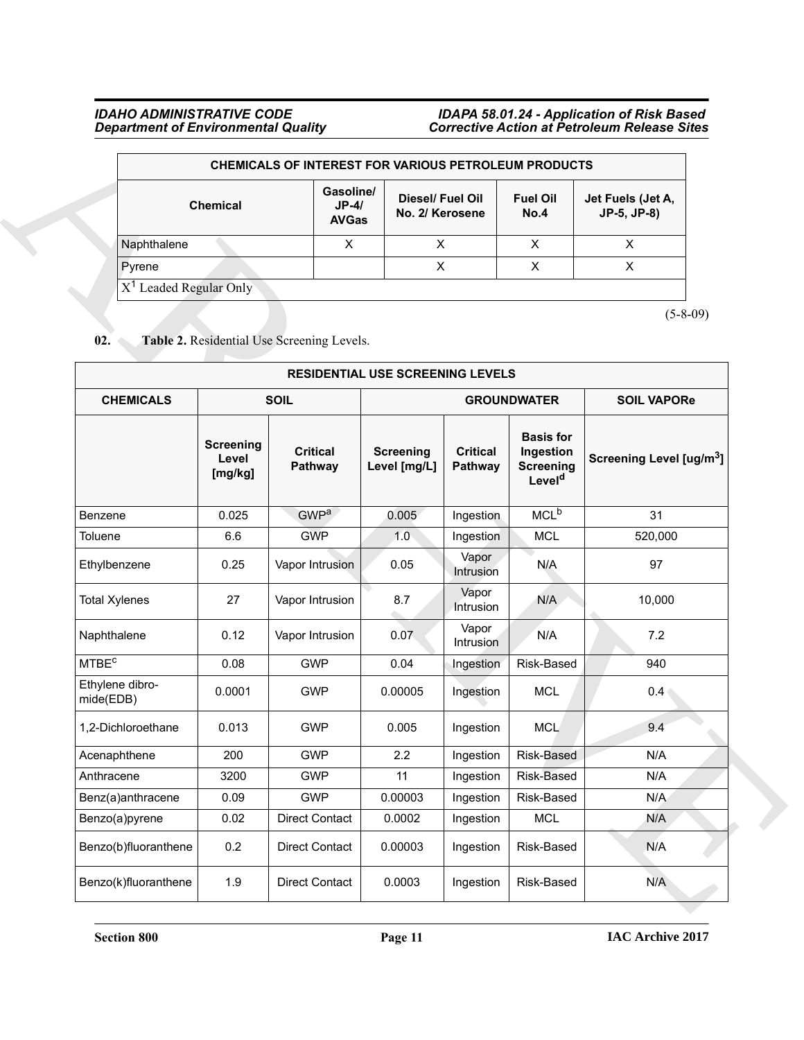| CHEMICALS OF INTEREST FOR VARIOUS PETROLEUM PRODUCTS | | | | |
|---|---|---|---|---|
| Chemical | Gasoline/ JP-4/ AVGas | Diesel/ Fuel Oil No. 2/ Kerosene | Fuel Oil No.4 | Jet Fuels (Jet A, JP-5, JP-8) |
| Naphthalene | X | X | X | X |
| Pyrene | | X | X | X |
| X[1] Leaded Regular Only | | | | |

(5-8-09)

**02. Table 2.** Residential Use Screening Levels.

| RESIDENTIAL USE SCREENING LEVELS | | | | | | |
|---|---|---|---|---|---|---|
| CHEMICALS | SOIL | | GROUNDWATER | | | SOIL VAPORe |
| | Screening Level [mg/kg] | Critical Pathway | Screening Level [mg/L] | Critical Pathway | Basis for Ingestion Screening Level[d] | Screening Level [ug/m$^3$] |
| Benzene | 0.025 | GWP[a] | 0.005 | Ingestion | MCL[b] | 31 |
| Toluene | 6.6 | GWP | 1.0 | Ingestion | MCL | 520,000 |
| Ethylbenzene | 0.25 | Vapor Intrusion | 0.05 | Vapor Intrusion | N/A | 97 |
| Total Xylenes | 27 | Vapor Intrusion | 8.7 | Vapor Intrusion | N/A | 10,000 |
| Naphthalene | 0.12 | Vapor Intrusion | 0.07 | Vapor Intrusion | N/A | 7.2 |
| MTBE[c] | 0.08 | GWP | 0.04 | Ingestion | Risk-Based | 940 |
| Ethylene dibro-mide(EDB) | 0.0001 | GWP | 0.00005 | Ingestion | MCL | 0.4 |
| 1,2-Dichloroethane | 0.013 | GWP | 0.005 | Ingestion | MCL | 9.4 |
| Acenaphthene | 200 | GWP | 2.2 | Ingestion | Risk-Based | N/A |
| Anthracene | 3200 | GWP | 11 | Ingestion | Risk-Based | N/A |
| Benz(a)anthracene | 0.09 | GWP | 0.00003 | Ingestion | Risk-Based | N/A |
| Benzo(a)pyrene | 0.02 | Direct Contact | 0.0002 | Ingestion | MCL | N/A |
| Benzo(b)fluoranthene | 0.2 | Direct Contact | 0.00003 | Ingestion | Risk-Based | N/A |
| Benzo(k)fluoranthene | 1.9 | Direct Contact | 0.0003 | Ingestion | Risk-Based | N/A |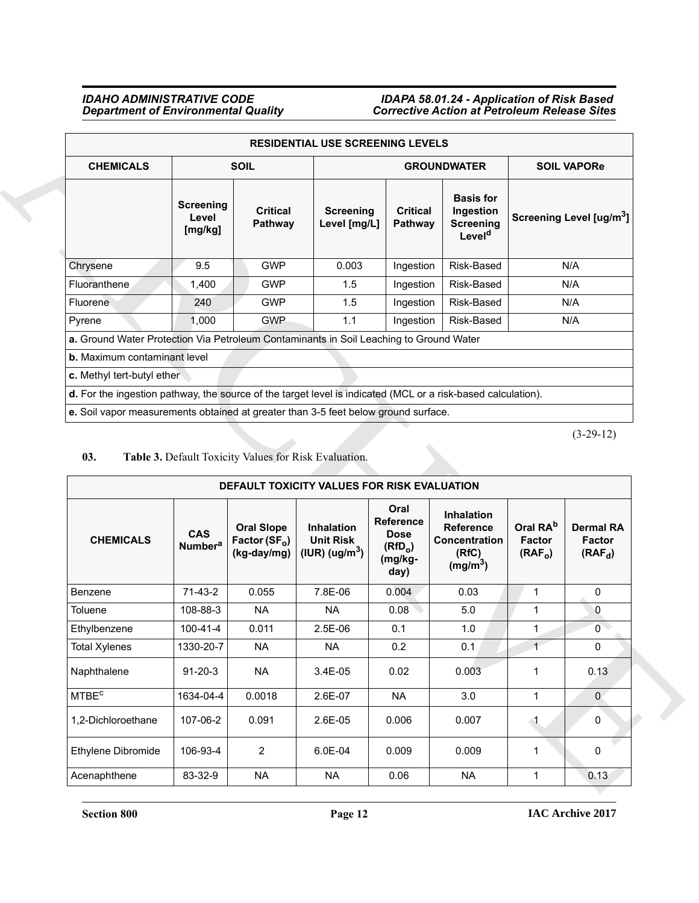| RESIDENTIAL USE SCREENING LEVELS | | | | | | |
|---|---|---|---|---|---|---|
| CHEMICALS | SOIL | | GROUNDWATER | | | SOIL VAPORe |
| | Screening Level [mg/kg] | Critical Pathway | Screening Level [mg/L] | Critical Pathway | Basis for Ingestion Screening Level[d] | Screening Level [ug/m$^3$] |
| Chrysene | 9.5 | GWP | 0.003 | Ingestion | Risk-Based | N/A |
| Fluoranthene | 1,400 | GWP | 1.5 | Ingestion | Risk-Based | N/A |
| Fluorene | 240 | GWP | 1.5 | Ingestion | Risk-Based | N/A |
| Pyrene | 1,000 | GWP | 1.1 | Ingestion | Risk-Based | N/A |

**a.** Ground Water Protection Via Petroleum Contaminants in Soil Leaching to Ground Water

**b.** Maximum contaminant level

**c.** Methyl tert-butyl ether

**d.** For the ingestion pathway, the source of the target level is indicated (MCL or a risk-based calculation).

**e.** Soil vapor measurements obtained at greater than 3-5 feet below ground surface.

(3-29-12)

**03. Table 3.** Default Toxicity Values for Risk Evaluation.

| DEFAULT TOXICITY VALUES FOR RISK EVALUATION | | | | | | | |
|---|---|---|---|---|---|---|---|
| CHEMICALS | CAS Number[a] | Oral Slope Factor ($SF_o$) (kg-day/mg) | Inhalation Unit Risk (IUR) (ug/m$^3$) | Oral Reference Dose ($RfD_o$) (mg/kg-day) | Inhalation Reference Concentration (RfC) (mg/m$^3$) | Oral RA[b] Factor ($RAF_o$) | Dermal RA Factor ($RAF_d$) |
| Benzene | 71-43-2 | 0.055 | 7.8E-06 | 0.004 | 0.03 | 1 | 0 |
| Toluene | 108-88-3 | NA | NA | 0.08 | 5.0 | 1 | 0 |
| Ethylbenzene | 100-41-4 | 0.011 | 2.5E-06 | 0.1 | 1.0 | 1 | 0 |
| Total Xylenes | 1330-20-7 | NA | NA | 0.2 | 0.1 | 1 | 0 |
| Naphthalene | 91-20-3 | NA | 3.4E-05 | 0.02 | 0.003 | 1 | 0.13 |
| MTBE[c] | 1634-04-4 | 0.0018 | 2.6E-07 | NA | 3.0 | 1 | 0 |
| 1,2-Dichloroethane | 107-06-2 | 0.091 | 2.6E-05 | 0.006 | 0.007 | 1 | 0 |
| Ethylene Dibromide | 106-93-4 | 2 | 6.0E-04 | 0.009 | 0.009 | 1 | 0 |
| Acenaphthene | 83-32-9 | NA | NA | 0.06 | NA | 1 | 0.13 |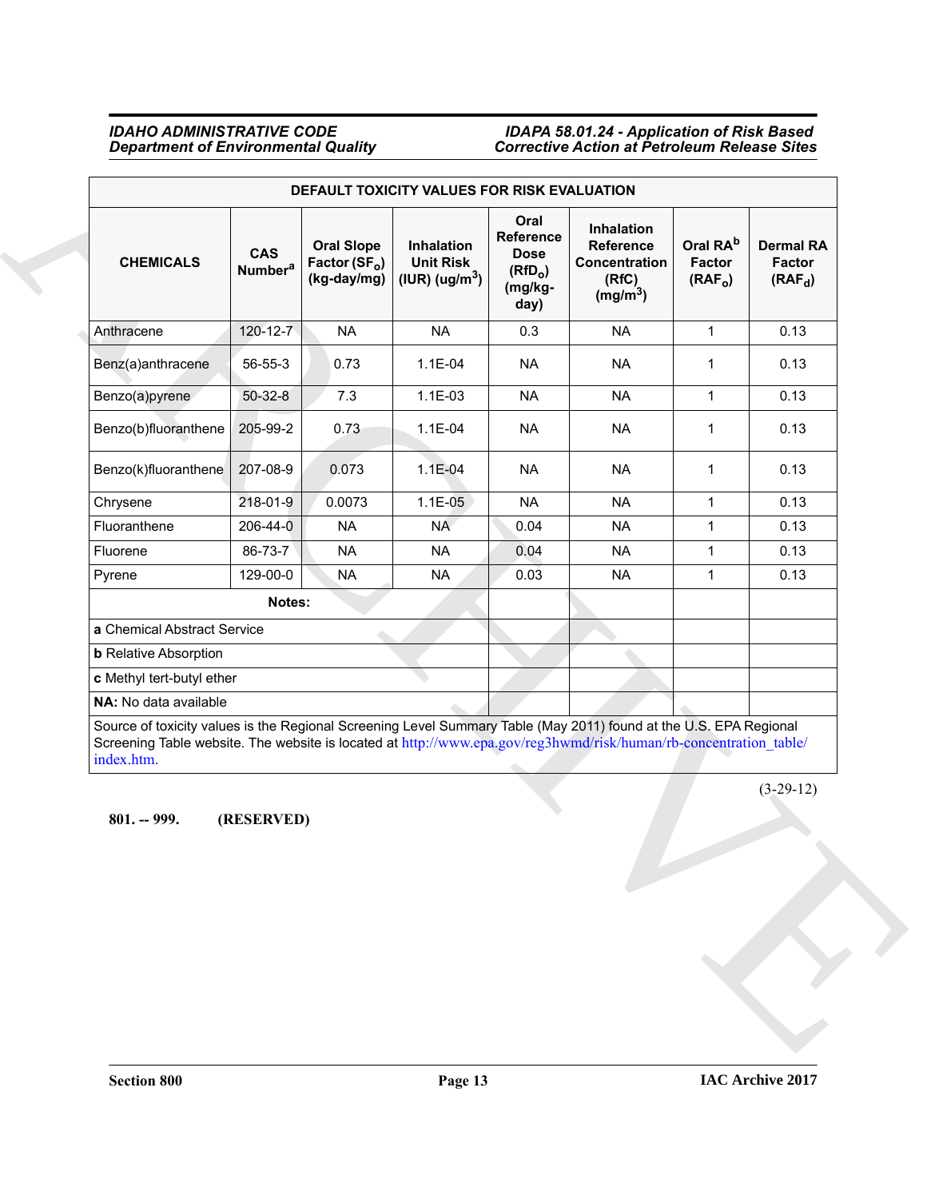| DEFAULT TOXICITY VALUES FOR RISK EVALUATION | | | | | | | |
|---|---|---|---|---|---|---|---|
| CHEMICALS | CAS Number[a] | Oral Slope Factor ($SF_o$) (kg-day/mg) | Inhalation Unit Risk (IUR) (ug/m$^3$) | Oral Reference Dose ($RfD_o$) (mg/kg-day) | Inhalation Reference Concentration (RfC) (mg/m$^3$) | Oral RA[b] Factor ($RAF_o$) | Dermal RA Factor ($RAF_d$) |
| Anthracene | 120-12-7 | NA | NA | 0.3 | NA | 1 | 0.13 |
| Benz(a)anthracene | 56-55-3 | 0.73 | 1.1E-04 | NA | NA | 1 | 0.13 |
| Benzo(a)pyrene | 50-32-8 | 7.3 | 1.1E-03 | NA | NA | 1 | 0.13 |
| Benzo(b)fluoranthene | 205-99-2 | 0.73 | 1.1E-04 | NA | NA | 1 | 0.13 |
| Benzo(k)fluoranthene | 207-08-9 | 0.073 | 1.1E-04 | NA | NA | 1 | 0.13 |
| Chrysene | 218-01-9 | 0.0073 | 1.1E-05 | NA | NA | 1 | 0.13 |
| Fluoranthene | 206-44-0 | NA | NA | 0.04 | NA | 1 | 0.13 |
| Fluorene | 86-73-7 | NA | NA | 0.04 | NA | 1 | 0.13 |
| Pyrene | 129-00-0 | NA | NA | 0.03 | NA | 1 | 0.13 |
| **Notes:** | | | | | | | |
| **a** Chemical Abstract Service | | | | | | | |
| **b** Relative Absorption | | | | | | | |
| **c** Methyl tert-butyl ether | | | | | | | |
| **NA:** No data available | | | | | | | |
| Source of toxicity values is the Regional Screening Level Summary Table (May 2011) found at the U.S. EPA Regional Screening Table website. The website is located at http://www.epa.gov/reg3hwmd/risk/human/rb-concentration_table/index.htm. | | | | | | | |

(3-29-12)

**801. -- 999. (RESERVED)**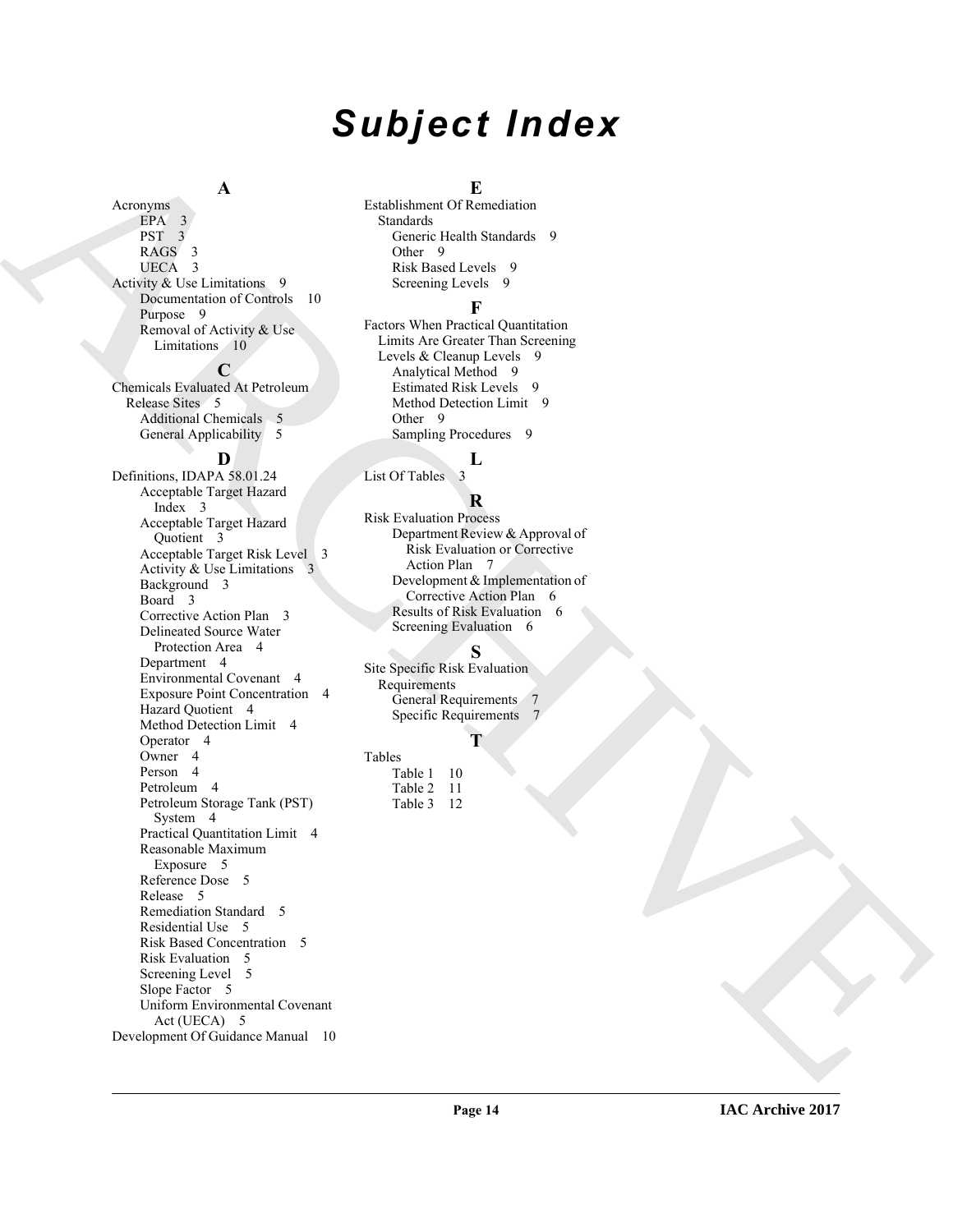# Subject Index

**A**

Acronyms
- EPA 3
- PST 3
- RAGS 3
- UECA 3

Activity & Use Limitations 9
- Documentation of Controls 10
- Purpose 9
- Removal of Activity & Use Limitations 10

**C**

Chemicals Evaluated At Petroleum Release Sites 5
- Additional Chemicals 5
- General Applicability 5

**D**

Definitions, IDAPA 58.01.24
- Acceptable Target Hazard Index 3
- Acceptable Target Hazard Quotient 3
- Acceptable Target Risk Level 3
- Activity & Use Limitations 3
- Background 3
- Board 3
- Corrective Action Plan 3
- Delineated Source Water Protection Area 4
- Department 4
- Environmental Covenant 4
- Exposure Point Concentration 4
- Hazard Quotient 4
- Method Detection Limit 4
- Operator 4
- Owner 4
- Person 4
- Petroleum 4
- Petroleum Storage Tank (PST) System 4
- Practical Quantitation Limit 4
- Reasonable Maximum Exposure 5
- Reference Dose 5
- Release 5
- Remediation Standard 5
- Residential Use 5
- Risk Based Concentration 5
- Risk Evaluation 5
- Screening Level 5
- Slope Factor 5
- Uniform Environmental Covenant Act (UECA) 5

Development Of Guidance Manual 10

**E**

Establishment Of Remediation Standards
- Generic Health Standards 9
- Other 9
- Risk Based Levels 9
- Screening Levels 9

**F**

Factors When Practical Quantitation Limits Are Greater Than Screening Levels & Cleanup Levels 9
- Analytical Method 9
- Estimated Risk Levels 9
- Method Detection Limit 9
- Other 9
- Sampling Procedures 9

**L**

List Of Tables 3

**R**

Risk Evaluation Process
- Department Review & Approval of Risk Evaluation or Corrective Action Plan 7
- Development & Implementation of Corrective Action Plan 6
- Results of Risk Evaluation 6
- Screening Evaluation 6

**S**

Site Specific Risk Evaluation Requirements
- General Requirements 7
- Specific Requirements 7

**T**

Tables
- Table 1 10
- Table 2 11
- Table 3 12